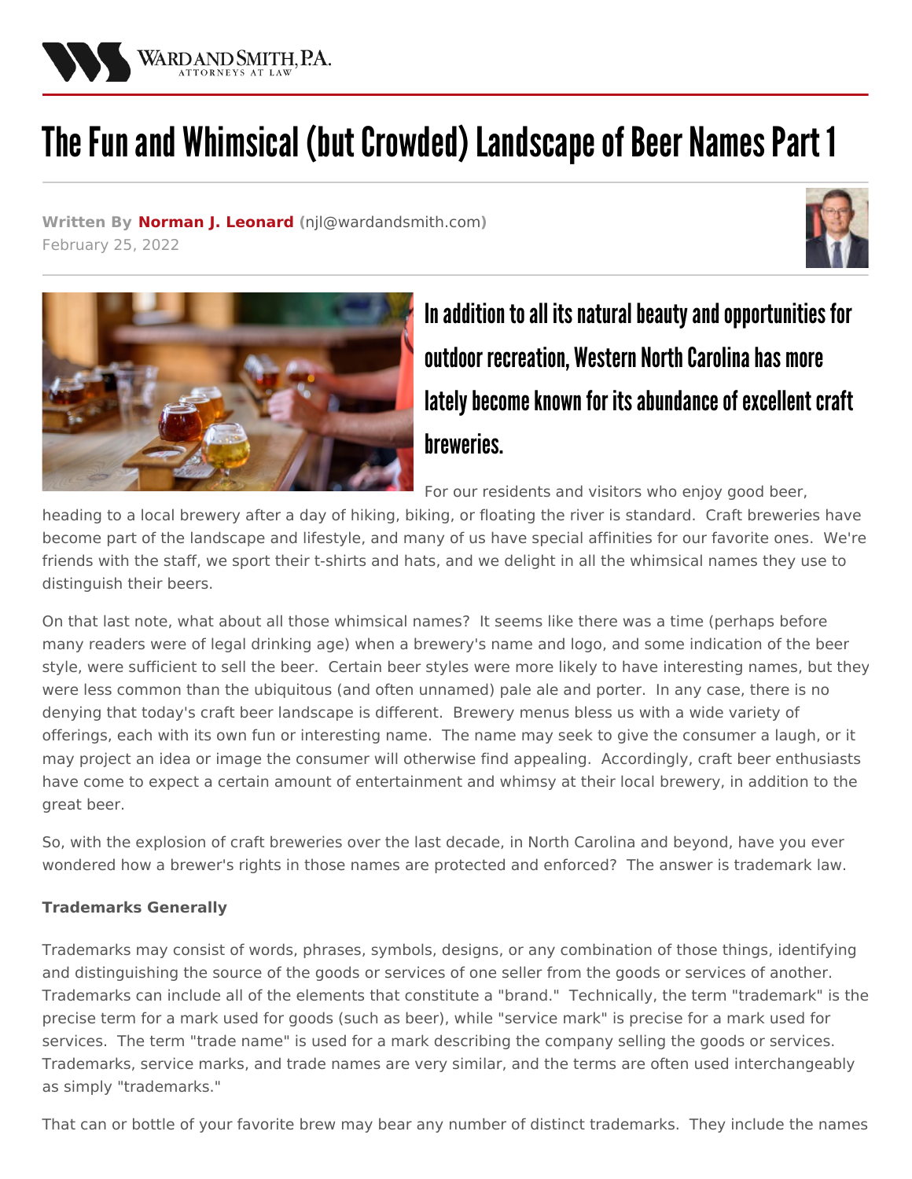# The Fun and Whimsical (but Crowded) Landscape of Beer Names Part 1

**Written By Norman J. Leonard** (njl@wardandsmith.com)
February 25, 2022

## In addition to all its natural beauty and opportunities for outdoor recreation, Western North Carolina has more lately become known for its abundance of excellent craft breweries.

For our residents and visitors who enjoy good beer, heading to a local brewery after a day of hiking, biking, or floating the river is standard. Craft breweries have become part of the landscape and lifestyle, and many of us have special affinities for our favorite ones. We're friends with the staff, we sport their t-shirts and hats, and we delight in all the whimsical names they use to distinguish their beers.

On that last note, what about all those whimsical names? It seems like there was a time (perhaps before many readers were of legal drinking age) when a brewery's name and logo, and some indication of the beer style, were sufficient to sell the beer. Certain beer styles were more likely to have interesting names, but they were less common than the ubiquitous (and often unnamed) pale ale and porter. In any case, there is no denying that today's craft beer landscape is different. Brewery menus bless us with a wide variety of offerings, each with its own fun or interesting name. The name may seek to give the consumer a laugh, or it may project an idea or image the consumer will otherwise find appealing. Accordingly, craft beer enthusiasts have come to expect a certain amount of entertainment and whimsy at their local brewery, in addition to the great beer.

So, with the explosion of craft breweries over the last decade, in North Carolina and beyond, have you ever wondered how a brewer's rights in those names are protected and enforced? The answer is trademark law.

**Trademarks Generally**

Trademarks may consist of words, phrases, symbols, designs, or any combination of those things, identifying and distinguishing the source of the goods or services of one seller from the goods or services of another. Trademarks can include all of the elements that constitute a "brand." Technically, the term "trademark" is the precise term for a mark used for goods (such as beer), while "service mark" is precise for a mark used for services. The term "trade name" is used for a mark describing the company selling the goods or services. Trademarks, service marks, and trade names are very similar, and the terms are often used interchangeably as simply "trademarks."

That can or bottle of your favorite brew may bear any number of distinct trademarks. They include the names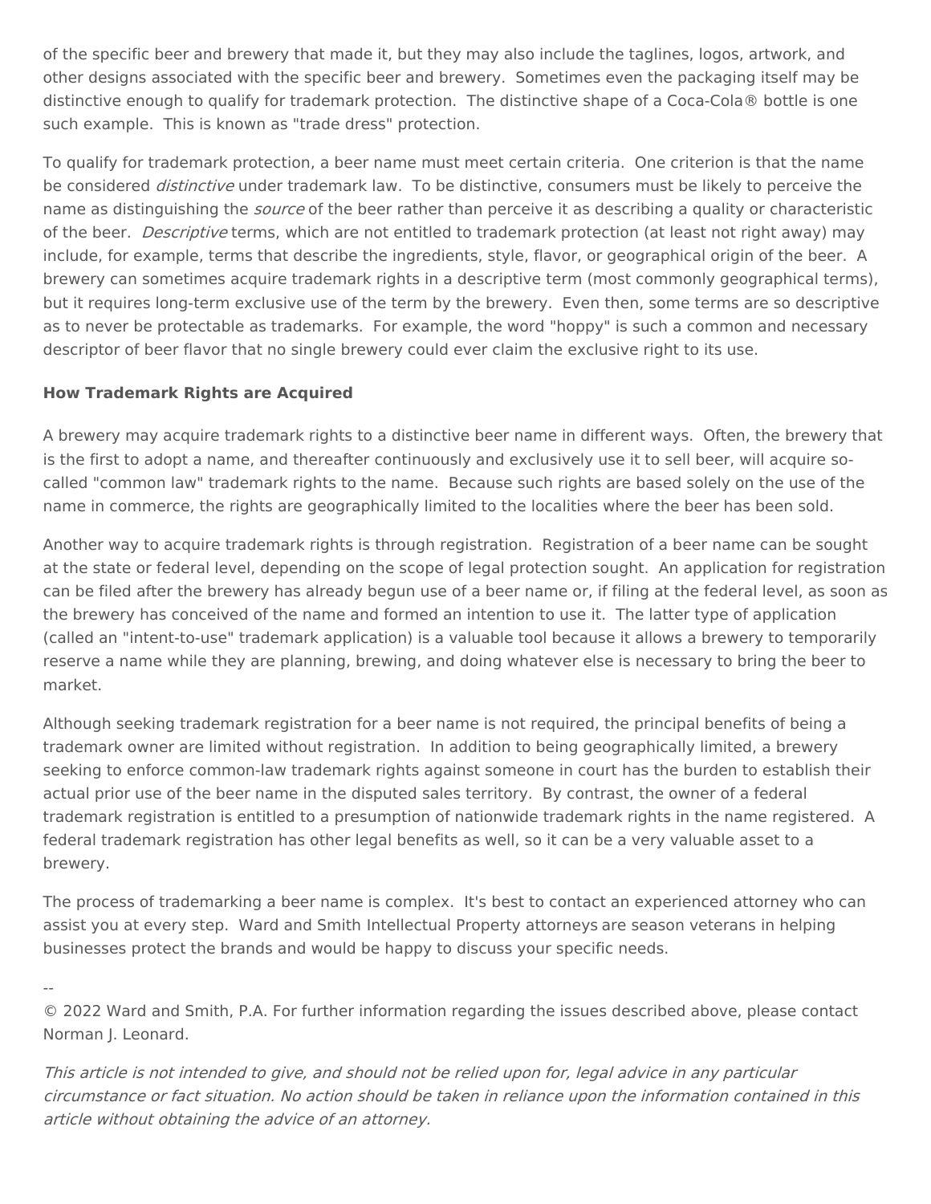of the specific beer and brewery that made it, but they may also include the taglines, logos, artwork, and other designs associated with the specific beer and brewery. Sometimes even the packaging itself may be distinctive enough to qualify for trademark protection. The distinctive shape of a Coca-Cola® bottle is one such example. This is known as "trade dress" protection.

To qualify for trademark protection, a beer name must meet certain criteria. One criterion is that the name be considered *distinctive* under trademark law. To be distinctive, consumers must be likely to perceive the name as distinguishing the *source* of the beer rather than perceive it as describing a quality or characteristic of the beer. *Descriptive* terms, which are not entitled to trademark protection (at least not right away) may include, for example, terms that describe the ingredients, style, flavor, or geographical origin of the beer. A brewery can sometimes acquire trademark rights in a descriptive term (most commonly geographical terms), but it requires long-term exclusive use of the term by the brewery. Even then, some terms are so descriptive as to never be protectable as trademarks. For example, the word "hoppy" is such a common and necessary descriptor of beer flavor that no single brewery could ever claim the exclusive right to its use.

**How Trademark Rights are Acquired**

A brewery may acquire trademark rights to a distinctive beer name in different ways. Often, the brewery that is the first to adopt a name, and thereafter continuously and exclusively use it to sell beer, will acquire so-called "common law" trademark rights to the name. Because such rights are based solely on the use of the name in commerce, the rights are geographically limited to the localities where the beer has been sold.

Another way to acquire trademark rights is through registration. Registration of a beer name can be sought at the state or federal level, depending on the scope of legal protection sought. An application for registration can be filed after the brewery has already begun use of a beer name or, if filing at the federal level, as soon as the brewery has conceived of the name and formed an intention to use it. The latter type of application (called an "intent-to-use" trademark application) is a valuable tool because it allows a brewery to temporarily reserve a name while they are planning, brewing, and doing whatever else is necessary to bring the beer to market.

Although seeking trademark registration for a beer name is not required, the principal benefits of being a trademark owner are limited without registration. In addition to being geographically limited, a brewery seeking to enforce common-law trademark rights against someone in court has the burden to establish their actual prior use of the beer name in the disputed sales territory. By contrast, the owner of a federal trademark registration is entitled to a presumption of nationwide trademark rights in the name registered. A federal trademark registration has other legal benefits as well, so it can be a very valuable asset to a brewery.

The process of trademarking a beer name is complex. It's best to contact an experienced attorney who can assist you at every step. Ward and Smith Intellectual Property attorneys are season veterans in helping businesses protect the brands and would be happy to discuss your specific needs.

--

© 2022 Ward and Smith, P.A. For further information regarding the issues described above, please contact Norman J. Leonard.

*This article is not intended to give, and should not be relied upon for, legal advice in any particular circumstance or fact situation. No action should be taken in reliance upon the information contained in this article without obtaining the advice of an attorney.*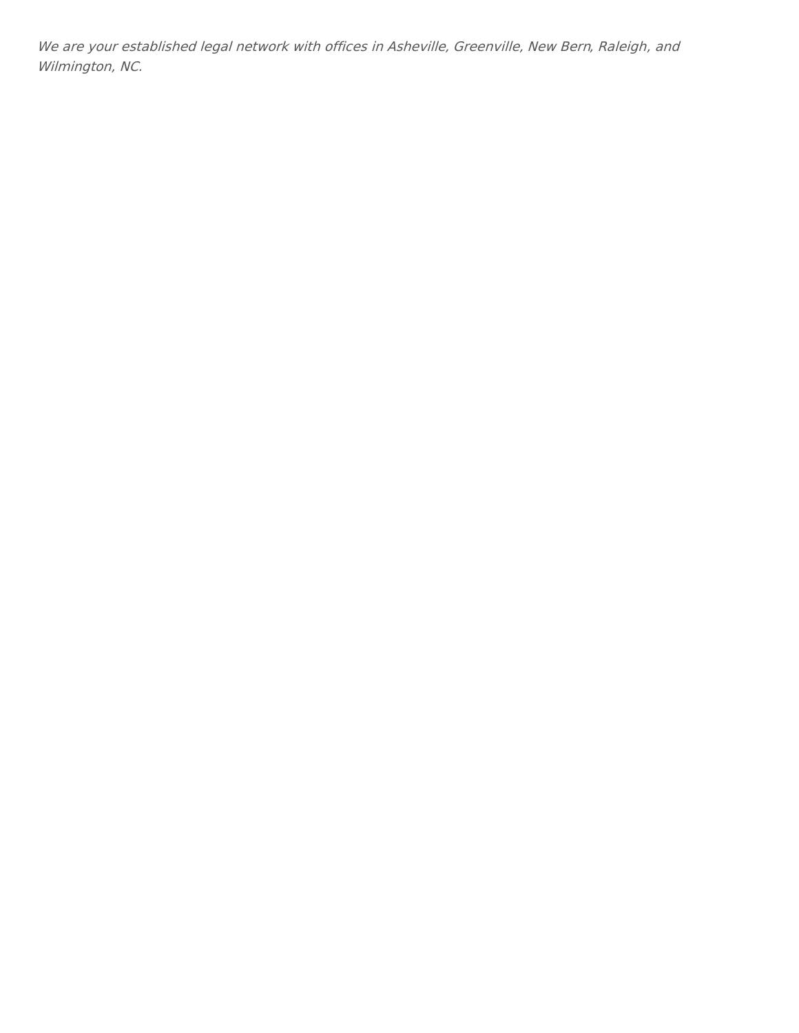*We are your established legal network with offices in Asheville, Greenville, New Bern, Raleigh, and Wilmington, NC.*